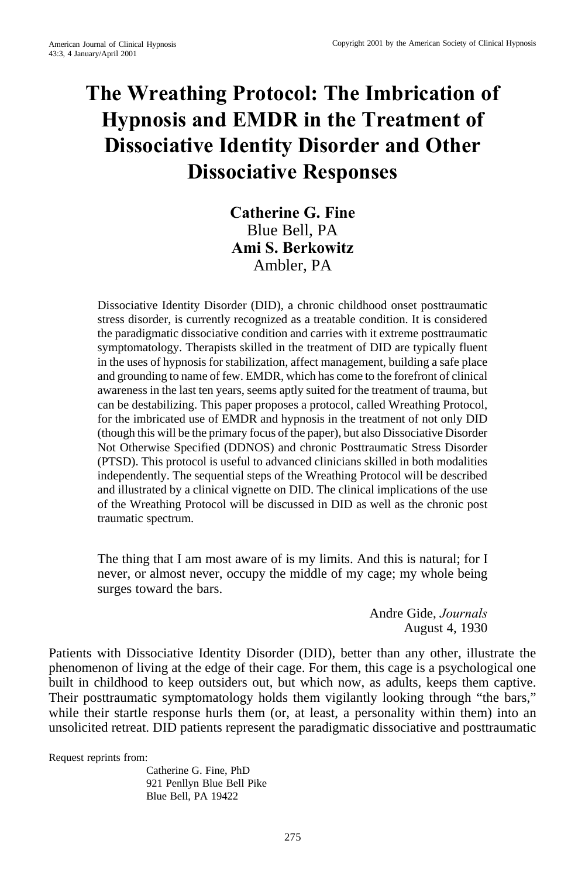# The Wreathing Protocol: The Imbrication of Hypnosis and EMDR in the Treatment of Dissociative Identity Disorder and Other Dissociative Responses

**Catherine G. Fine**
Blue Bell, PA
**Ami S. Berkowitz**
Ambler, PA

Dissociative Identity Disorder (DID), a chronic childhood onset posttraumatic stress disorder, is currently recognized as a treatable condition. It is considered the paradigmatic dissociative condition and carries with it extreme posttraumatic symptomatology. Therapists skilled in the treatment of DID are typically fluent in the uses of hypnosis for stabilization, affect management, building a safe place and grounding to name of few. EMDR, which has come to the forefront of clinical awareness in the last ten years, seems aptly suited for the treatment of trauma, but can be destabilizing. This paper proposes a protocol, called Wreathing Protocol, for the imbricated use of EMDR and hypnosis in the treatment of not only DID (though this will be the primary focus of the paper), but also Dissociative Disorder Not Otherwise Specified (DDNOS) and chronic Posttraumatic Stress Disorder (PTSD). This protocol is useful to advanced clinicians skilled in both modalities independently. The sequential steps of the Wreathing Protocol will be described and illustrated by a clinical vignette on DID. The clinical implications of the use of the Wreathing Protocol will be discussed in DID as well as the chronic post traumatic spectrum.

> The thing that I am most aware of is my limits. And this is natural; for I never, or almost never, occupy the middle of my cage; my whole being surges toward the bars.
>
> Andre Gide, *Journals*
> August 4, 1930

Patients with Dissociative Identity Disorder (DID), better than any other, illustrate the phenomenon of living at the edge of their cage. For them, this cage is a psychological one built in childhood to keep outsiders out, but which now, as adults, keeps them captive. Their posttraumatic symptomatology holds them vigilantly looking through "the bars," while their startle response hurls them (or, at least, a personality within them) into an unsolicited retreat. DID patients represent the paradigmatic dissociative and posttraumatic

Request reprints from:
Catherine G. Fine, PhD
921 Penllyn Blue Bell Pike
Blue Bell, PA 19422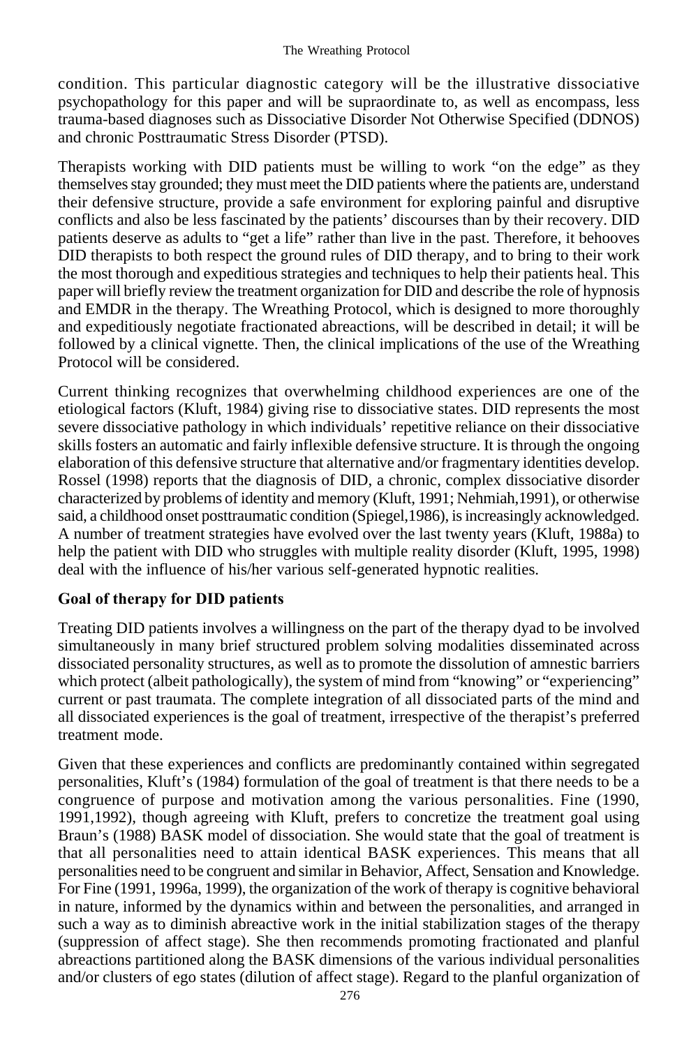condition. This particular diagnostic category will be the illustrative dissociative psychopathology for this paper and will be supraordinate to, as well as encompass, less trauma-based diagnoses such as Dissociative Disorder Not Otherwise Specified (DDNOS) and chronic Posttraumatic Stress Disorder (PTSD).

Therapists working with DID patients must be willing to work "on the edge" as they themselves stay grounded; they must meet the DID patients where the patients are, understand their defensive structure, provide a safe environment for exploring painful and disruptive conflicts and also be less fascinated by the patients' discourses than by their recovery. DID patients deserve as adults to "get a life" rather than live in the past. Therefore, it behooves DID therapists to both respect the ground rules of DID therapy, and to bring to their work the most thorough and expeditious strategies and techniques to help their patients heal. This paper will briefly review the treatment organization for DID and describe the role of hypnosis and EMDR in the therapy. The Wreathing Protocol, which is designed to more thoroughly and expeditiously negotiate fractionated abreactions, will be described in detail; it will be followed by a clinical vignette. Then, the clinical implications of the use of the Wreathing Protocol will be considered.

Current thinking recognizes that overwhelming childhood experiences are one of the etiological factors (Kluft, 1984) giving rise to dissociative states. DID represents the most severe dissociative pathology in which individuals' repetitive reliance on their dissociative skills fosters an automatic and fairly inflexible defensive structure. It is through the ongoing elaboration of this defensive structure that alternative and/or fragmentary identities develop. Rossel (1998) reports that the diagnosis of DID, a chronic, complex dissociative disorder characterized by problems of identity and memory (Kluft, 1991; Nehmiah,1991), or otherwise said, a childhood onset posttraumatic condition (Spiegel,1986), is increasingly acknowledged. A number of treatment strategies have evolved over the last twenty years (Kluft, 1988a) to help the patient with DID who struggles with multiple reality disorder (Kluft, 1995, 1998) deal with the influence of his/her various self-generated hypnotic realities.

## Goal of therapy for DID patients

Treating DID patients involves a willingness on the part of the therapy dyad to be involved simultaneously in many brief structured problem solving modalities disseminated across dissociated personality structures, as well as to promote the dissolution of amnestic barriers which protect (albeit pathologically), the system of mind from "knowing" or "experiencing" current or past traumata. The complete integration of all dissociated parts of the mind and all dissociated experiences is the goal of treatment, irrespective of the therapist's preferred treatment mode.

Given that these experiences and conflicts are predominantly contained within segregated personalities, Kluft's (1984) formulation of the goal of treatment is that there needs to be a congruence of purpose and motivation among the various personalities. Fine (1990, 1991,1992), though agreeing with Kluft, prefers to concretize the treatment goal using Braun's (1988) BASK model of dissociation. She would state that the goal of treatment is that all personalities need to attain identical BASK experiences. This means that all personalities need to be congruent and similar in Behavior, Affect, Sensation and Knowledge. For Fine (1991, 1996a, 1999), the organization of the work of therapy is cognitive behavioral in nature, informed by the dynamics within and between the personalities, and arranged in such a way as to diminish abreactive work in the initial stabilization stages of the therapy (suppression of affect stage). She then recommends promoting fractionated and planful abreactions partitioned along the BASK dimensions of the various individual personalities and/or clusters of ego states (dilution of affect stage). Regard to the planful organization of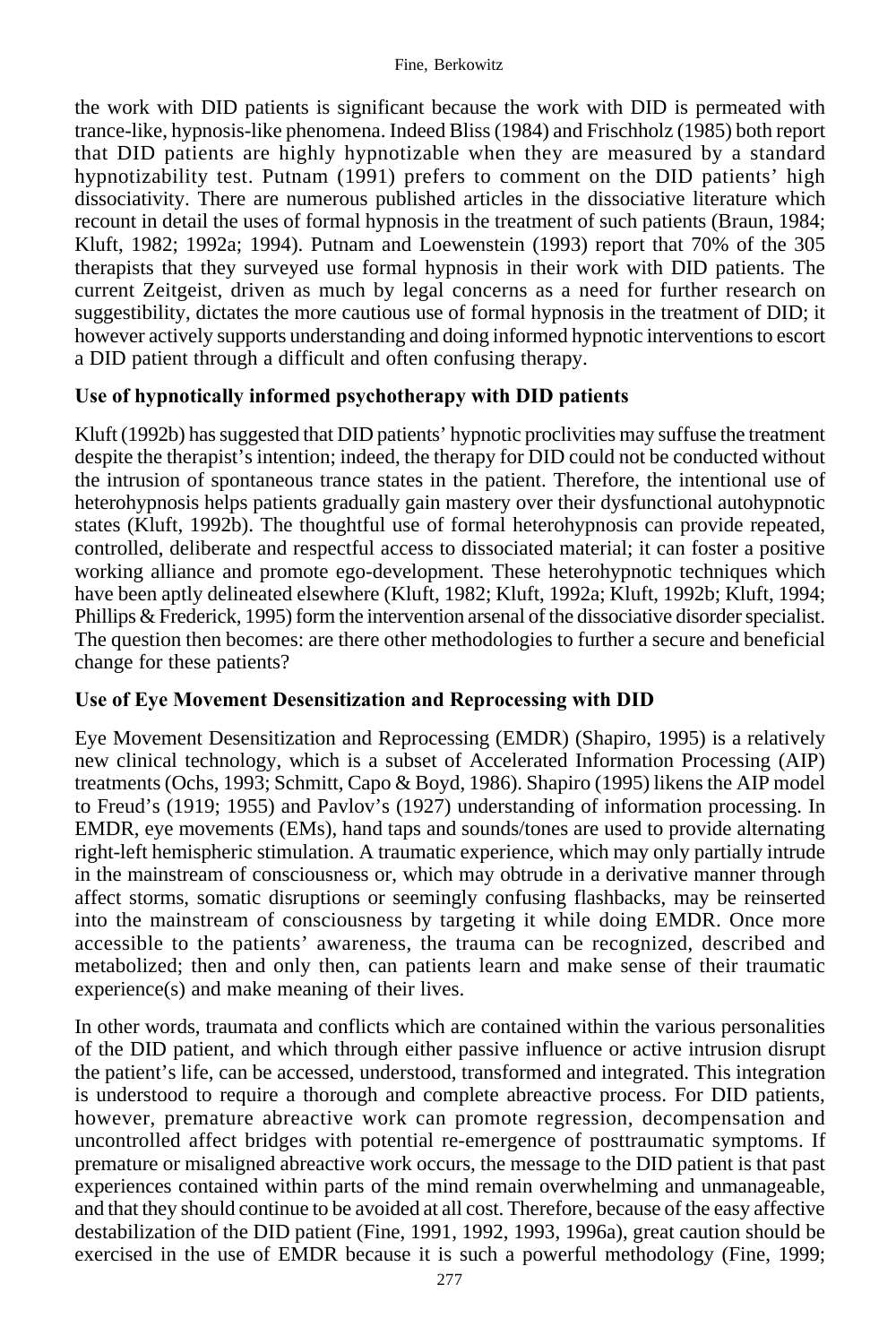the work with DID patients is significant because the work with DID is permeated with trance-like, hypnosis-like phenomena. Indeed Bliss (1984) and Frischholz (1985) both report that DID patients are highly hypnotizable when they are measured by a standard hypnotizability test. Putnam (1991) prefers to comment on the DID patients' high dissociativity. There are numerous published articles in the dissociative literature which recount in detail the uses of formal hypnosis in the treatment of such patients (Braun, 1984; Kluft, 1982; 1992a; 1994). Putnam and Loewenstein (1993) report that 70% of the 305 therapists that they surveyed use formal hypnosis in their work with DID patients. The current Zeitgeist, driven as much by legal concerns as a need for further research on suggestibility, dictates the more cautious use of formal hypnosis in the treatment of DID; it however actively supports understanding and doing informed hypnotic interventions to escort a DID patient through a difficult and often confusing therapy.

## Use of hypnotically informed psychotherapy with DID patients

Kluft (1992b) has suggested that DID patients' hypnotic proclivities may suffuse the treatment despite the therapist's intention; indeed, the therapy for DID could not be conducted without the intrusion of spontaneous trance states in the patient. Therefore, the intentional use of heterohypnosis helps patients gradually gain mastery over their dysfunctional autohypnotic states (Kluft, 1992b). The thoughtful use of formal heterohypnosis can provide repeated, controlled, deliberate and respectful access to dissociated material; it can foster a positive working alliance and promote ego-development. These heterohypnotic techniques which have been aptly delineated elsewhere (Kluft, 1982; Kluft, 1992a; Kluft, 1992b; Kluft, 1994; Phillips & Frederick, 1995) form the intervention arsenal of the dissociative disorder specialist. The question then becomes: are there other methodologies to further a secure and beneficial change for these patients?

## Use of Eye Movement Desensitization and Reprocessing with DID

Eye Movement Desensitization and Reprocessing (EMDR) (Shapiro, 1995) is a relatively new clinical technology, which is a subset of Accelerated Information Processing (AIP) treatments (Ochs, 1993; Schmitt, Capo & Boyd, 1986). Shapiro (1995) likens the AIP model to Freud's (1919; 1955) and Pavlov's (1927) understanding of information processing. In EMDR, eye movements (EMs), hand taps and sounds/tones are used to provide alternating right-left hemispheric stimulation. A traumatic experience, which may only partially intrude in the mainstream of consciousness or, which may obtrude in a derivative manner through affect storms, somatic disruptions or seemingly confusing flashbacks, may be reinserted into the mainstream of consciousness by targeting it while doing EMDR. Once more accessible to the patients' awareness, the trauma can be recognized, described and metabolized; then and only then, can patients learn and make sense of their traumatic experience(s) and make meaning of their lives.

In other words, traumata and conflicts which are contained within the various personalities of the DID patient, and which through either passive influence or active intrusion disrupt the patient's life, can be accessed, understood, transformed and integrated. This integration is understood to require a thorough and complete abreactive process. For DID patients, however, premature abreactive work can promote regression, decompensation and uncontrolled affect bridges with potential re-emergence of posttraumatic symptoms. If premature or misaligned abreactive work occurs, the message to the DID patient is that past experiences contained within parts of the mind remain overwhelming and unmanageable, and that they should continue to be avoided at all cost. Therefore, because of the easy affective destabilization of the DID patient (Fine, 1991, 1992, 1993, 1996a), great caution should be exercised in the use of EMDR because it is such a powerful methodology (Fine, 1999;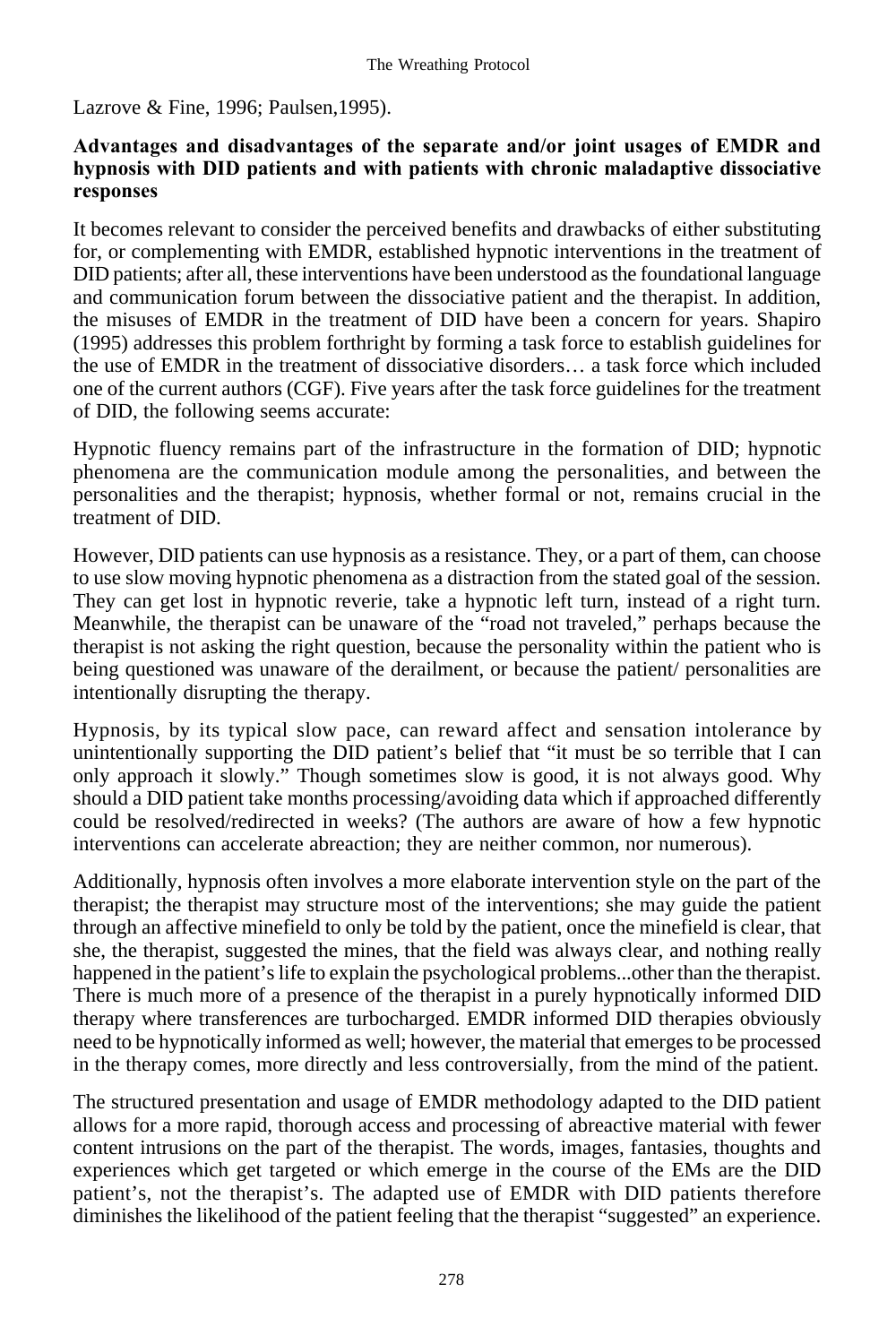Lazrove & Fine, 1996; Paulsen,1995).

**Advantages and disadvantages of the separate and/or joint usages of EMDR and hypnosis with DID patients and with patients with chronic maladaptive dissociative responses**

It becomes relevant to consider the perceived benefits and drawbacks of either substituting for, or complementing with EMDR, established hypnotic interventions in the treatment of DID patients; after all, these interventions have been understood as the foundational language and communication forum between the dissociative patient and the therapist. In addition, the misuses of EMDR in the treatment of DID have been a concern for years. Shapiro (1995) addresses this problem forthright by forming a task force to establish guidelines for the use of EMDR in the treatment of dissociative disorders… a task force which included one of the current authors (CGF). Five years after the task force guidelines for the treatment of DID, the following seems accurate:

Hypnotic fluency remains part of the infrastructure in the formation of DID; hypnotic phenomena are the communication module among the personalities, and between the personalities and the therapist; hypnosis, whether formal or not, remains crucial in the treatment of DID.

However, DID patients can use hypnosis as a resistance. They, or a part of them, can choose to use slow moving hypnotic phenomena as a distraction from the stated goal of the session. They can get lost in hypnotic reverie, take a hypnotic left turn, instead of a right turn. Meanwhile, the therapist can be unaware of the "road not traveled," perhaps because the therapist is not asking the right question, because the personality within the patient who is being questioned was unaware of the derailment, or because the patient/ personalities are intentionally disrupting the therapy.

Hypnosis, by its typical slow pace, can reward affect and sensation intolerance by unintentionally supporting the DID patient's belief that "it must be so terrible that I can only approach it slowly." Though sometimes slow is good, it is not always good. Why should a DID patient take months processing/avoiding data which if approached differently could be resolved/redirected in weeks? (The authors are aware of how a few hypnotic interventions can accelerate abreaction; they are neither common, nor numerous).

Additionally, hypnosis often involves a more elaborate intervention style on the part of the therapist; the therapist may structure most of the interventions; she may guide the patient through an affective minefield to only be told by the patient, once the minefield is clear, that she, the therapist, suggested the mines, that the field was always clear, and nothing really happened in the patient's life to explain the psychological problems...other than the therapist. There is much more of a presence of the therapist in a purely hypnotically informed DID therapy where transferences are turbocharged. EMDR informed DID therapies obviously need to be hypnotically informed as well; however, the material that emerges to be processed in the therapy comes, more directly and less controversially, from the mind of the patient.

The structured presentation and usage of EMDR methodology adapted to the DID patient allows for a more rapid, thorough access and processing of abreactive material with fewer content intrusions on the part of the therapist. The words, images, fantasies, thoughts and experiences which get targeted or which emerge in the course of the EMs are the DID patient's, not the therapist's. The adapted use of EMDR with DID patients therefore diminishes the likelihood of the patient feeling that the therapist "suggested" an experience.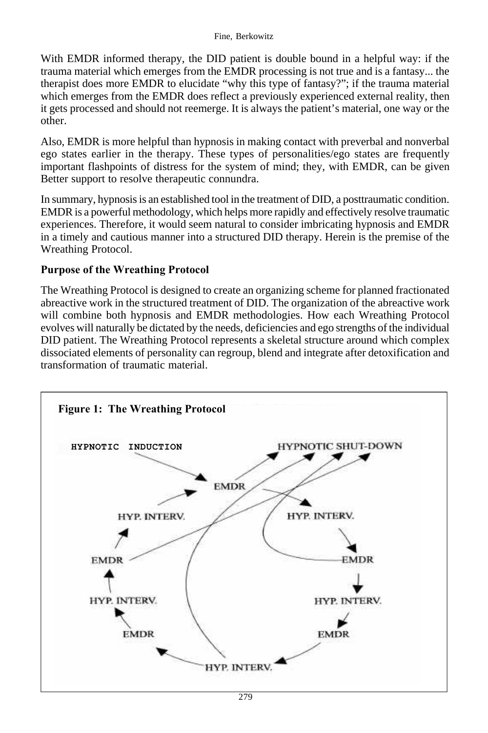With EMDR informed therapy, the DID patient is double bound in a helpful way: if the trauma material which emerges from the EMDR processing is not true and is a fantasy... the therapist does more EMDR to elucidate "why this type of fantasy?"; if the trauma material which emerges from the EMDR does reflect a previously experienced external reality, then it gets processed and should not reemerge. It is always the patient's material, one way or the other.

Also, EMDR is more helpful than hypnosis in making contact with preverbal and nonverbal ego states earlier in the therapy. These types of personalities/ego states are frequently important flashpoints of distress for the system of mind; they, with EMDR, can be given Better support to resolve therapeutic connundra.

In summary, hypnosis is an established tool in the treatment of DID, a posttraumatic condition. EMDR is a powerful methodology, which helps more rapidly and effectively resolve traumatic experiences. Therefore, it would seem natural to consider imbricating hypnosis and EMDR in a timely and cautious manner into a structured DID therapy. Herein is the premise of the Wreathing Protocol.

**Purpose of the Wreathing Protocol**

The Wreathing Protocol is designed to create an organizing scheme for planned fractionated abreactive work in the structured treatment of DID. The organization of the abreactive work will combine both hypnosis and EMDR methodologies. How each Wreathing Protocol evolves will naturally be dictated by the needs, deficiencies and ego strengths of the individual DID patient. The Wreathing Protocol represents a skeletal structure around which complex dissociated elements of personality can regroup, blend and integrate after detoxification and transformation of traumatic material.

**Figure 1: The Wreathing Protocol**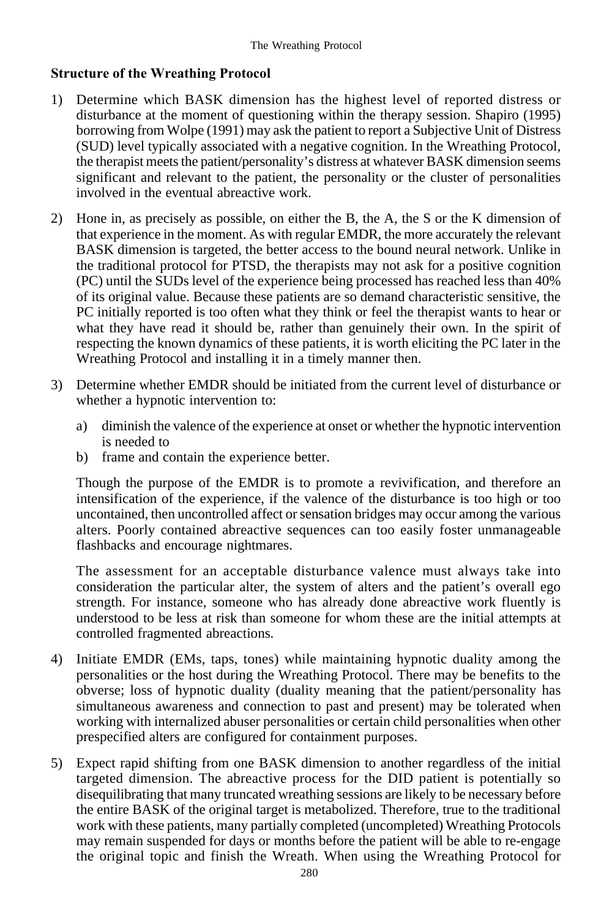**Structure of the Wreathing Protocol**

1) Determine which BASK dimension has the highest level of reported distress or disturbance at the moment of questioning within the therapy session. Shapiro (1995) borrowing from Wolpe (1991) may ask the patient to report a Subjective Unit of Distress (SUD) level typically associated with a negative cognition. In the Wreathing Protocol, the therapist meets the patient/personality's distress at whatever BASK dimension seems significant and relevant to the patient, the personality or the cluster of personalities involved in the eventual abreactive work.

2) Hone in, as precisely as possible, on either the B, the A, the S or the K dimension of that experience in the moment. As with regular EMDR, the more accurately the relevant BASK dimension is targeted, the better access to the bound neural network. Unlike in the traditional protocol for PTSD, the therapists may not ask for a positive cognition (PC) until the SUDs level of the experience being processed has reached less than 40% of its original value. Because these patients are so demand characteristic sensitive, the PC initially reported is too often what they think or feel the therapist wants to hear or what they have read it should be, rather than genuinely their own. In the spirit of respecting the known dynamics of these patients, it is worth eliciting the PC later in the Wreathing Protocol and installing it in a timely manner then.

3) Determine whether EMDR should be initiated from the current level of disturbance or whether a hypnotic intervention to:

   a) diminish the valence of the experience at onset or whether the hypnotic intervention is needed to
   b) frame and contain the experience better.

   Though the purpose of the EMDR is to promote a revivification, and therefore an intensification of the experience, if the valence of the disturbance is too high or too uncontained, then uncontrolled affect or sensation bridges may occur among the various alters. Poorly contained abreactive sequences can too easily foster unmanageable flashbacks and encourage nightmares.

   The assessment for an acceptable disturbance valence must always take into consideration the particular alter, the system of alters and the patient's overall ego strength. For instance, someone who has already done abreactive work fluently is understood to be less at risk than someone for whom these are the initial attempts at controlled fragmented abreactions.

4) Initiate EMDR (EMs, taps, tones) while maintaining hypnotic duality among the personalities or the host during the Wreathing Protocol. There may be benefits to the obverse; loss of hypnotic duality (duality meaning that the patient/personality has simultaneous awareness and connection to past and present) may be tolerated when working with internalized abuser personalities or certain child personalities when other prespecified alters are configured for containment purposes.

5) Expect rapid shifting from one BASK dimension to another regardless of the initial targeted dimension. The abreactive process for the DID patient is potentially so disequilibrating that many truncated wreathing sessions are likely to be necessary before the entire BASK of the original target is metabolized. Therefore, true to the traditional work with these patients, many partially completed (uncompleted) Wreathing Protocols may remain suspended for days or months before the patient will be able to re-engage the original topic and finish the Wreath. When using the Wreathing Protocol for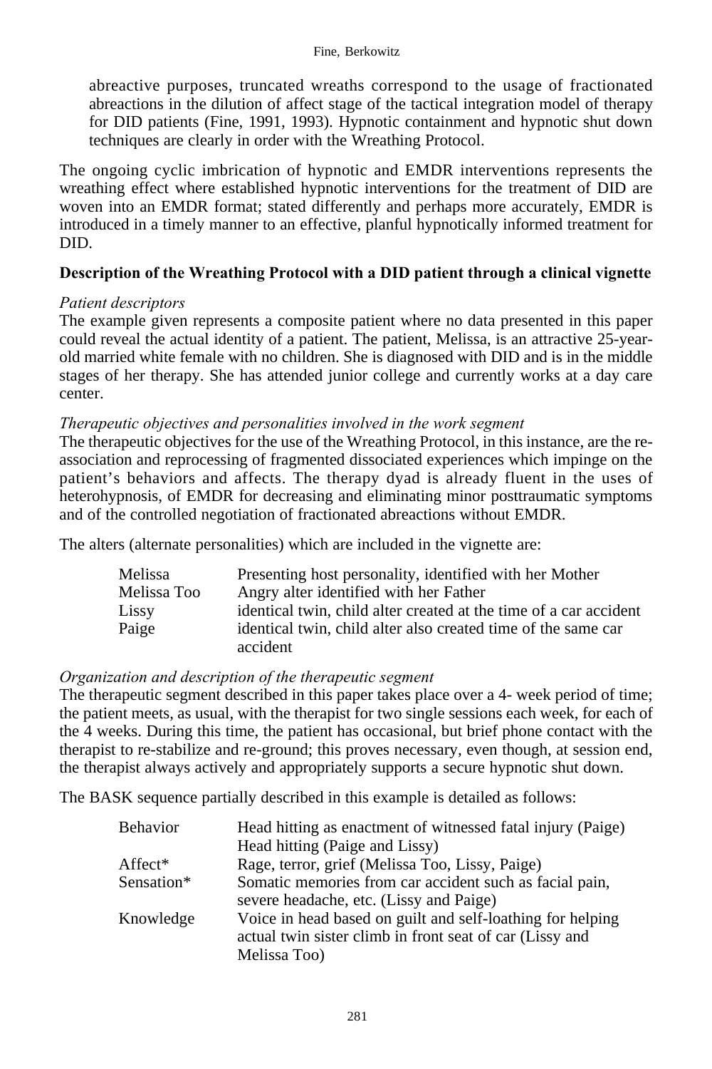abreactive purposes, truncated wreaths correspond to the usage of fractionated abreactions in the dilution of affect stage of the tactical integration model of therapy for DID patients (Fine, 1991, 1993). Hypnotic containment and hypnotic shut down techniques are clearly in order with the Wreathing Protocol.

The ongoing cyclic imbrication of hypnotic and EMDR interventions represents the wreathing effect where established hypnotic interventions for the treatment of DID are woven into an EMDR format; stated differently and perhaps more accurately, EMDR is introduced in a timely manner to an effective, planful hypnotically informed treatment for DID.

**Description of the Wreathing Protocol with a DID patient through a clinical vignette**

*Patient descriptors*

The example given represents a composite patient where no data presented in this paper could reveal the actual identity of a patient. The patient, Melissa, is an attractive 25-year-old married white female with no children. She is diagnosed with DID and is in the middle stages of her therapy. She has attended junior college and currently works at a day care center.

*Therapeutic objectives and personalities involved in the work segment*

The therapeutic objectives for the use of the Wreathing Protocol, in this instance, are the re-association and reprocessing of fragmented dissociated experiences which impinge on the patient's behaviors and affects. The therapy dyad is already fluent in the uses of heterohypnosis, of EMDR for decreasing and eliminating minor posttraumatic symptoms and of the controlled negotiation of fractionated abreactions without EMDR.

The alters (alternate personalities) which are included in the vignette are:

| | |
|---|---|
| Melissa | Presenting host personality, identified with her Mother |
| Melissa Too | Angry alter identified with her Father |
| Lissy | identical twin, child alter created at the time of a car accident |
| Paige | identical twin, child alter also created time of the same car accident |

*Organization and description of the therapeutic segment*

The therapeutic segment described in this paper takes place over a 4- week period of time; the patient meets, as usual, with the therapist for two single sessions each week, for each of the 4 weeks. During this time, the patient has occasional, but brief phone contact with the therapist to re-stabilize and re-ground; this proves necessary, even though, at session end, the therapist always actively and appropriately supports a secure hypnotic shut down.

The BASK sequence partially described in this example is detailed as follows:

| | |
|---|---|
| Behavior | Head hitting as enactment of witnessed fatal injury (Paige)<br>Head hitting (Paige and Lissy) |
| Affect* | Rage, terror, grief (Melissa Too, Lissy, Paige) |
| Sensation* | Somatic memories from car accident such as facial pain, severe headache, etc. (Lissy and Paige) |
| Knowledge | Voice in head based on guilt and self-loathing for helping actual twin sister climb in front seat of car (Lissy and Melissa Too) |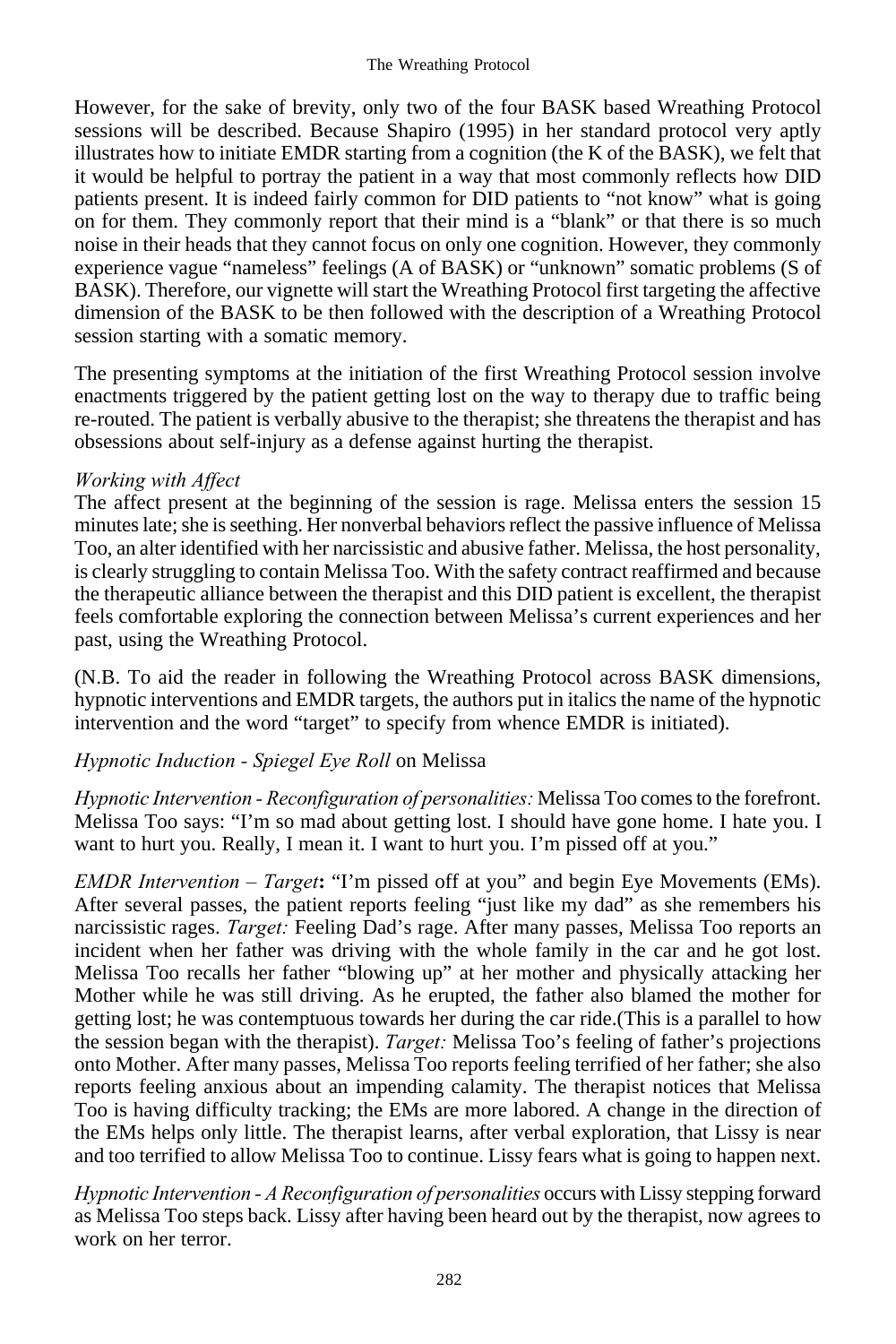However, for the sake of brevity, only two of the four BASK based Wreathing Protocol sessions will be described. Because Shapiro (1995) in her standard protocol very aptly illustrates how to initiate EMDR starting from a cognition (the K of the BASK), we felt that it would be helpful to portray the patient in a way that most commonly reflects how DID patients present. It is indeed fairly common for DID patients to "not know" what is going on for them. They commonly report that their mind is a "blank" or that there is so much noise in their heads that they cannot focus on only one cognition. However, they commonly experience vague "nameless" feelings (A of BASK) or "unknown" somatic problems (S of BASK). Therefore, our vignette will start the Wreathing Protocol first targeting the affective dimension of the BASK to be then followed with the description of a Wreathing Protocol session starting with a somatic memory.

The presenting symptoms at the initiation of the first Wreathing Protocol session involve enactments triggered by the patient getting lost on the way to therapy due to traffic being re-routed. The patient is verbally abusive to the therapist; she threatens the therapist and has obsessions about self-injury as a defense against hurting the therapist.

*Working with Affect*
The affect present at the beginning of the session is rage. Melissa enters the session 15 minutes late; she is seething. Her nonverbal behaviors reflect the passive influence of Melissa Too, an alter identified with her narcissistic and abusive father. Melissa, the host personality, is clearly struggling to contain Melissa Too. With the safety contract reaffirmed and because the therapeutic alliance between the therapist and this DID patient is excellent, the therapist feels comfortable exploring the connection between Melissa's current experiences and her past, using the Wreathing Protocol.

(N.B. To aid the reader in following the Wreathing Protocol across BASK dimensions, hypnotic interventions and EMDR targets, the authors put in italics the name of the hypnotic intervention and the word "target" to specify from whence EMDR is initiated).

*Hypnotic Induction - Spiegel Eye Roll* on Melissa

*Hypnotic Intervention - Reconfiguration of personalities:* Melissa Too comes to the forefront. Melissa Too says: "I'm so mad about getting lost. I should have gone home. I hate you. I want to hurt you. Really, I mean it. I want to hurt you. I'm pissed off at you."

*EMDR Intervention – Target*: "I'm pissed off at you" and begin Eye Movements (EMs). After several passes, the patient reports feeling "just like my dad" as she remembers his narcissistic rages. *Target:* Feeling Dad's rage. After many passes, Melissa Too reports an incident when her father was driving with the whole family in the car and he got lost. Melissa Too recalls her father "blowing up" at her mother and physically attacking her Mother while he was still driving. As he erupted, the father also blamed the mother for getting lost; he was contemptuous towards her during the car ride.(This is a parallel to how the session began with the therapist). *Target:* Melissa Too's feeling of father's projections onto Mother. After many passes, Melissa Too reports feeling terrified of her father; she also reports feeling anxious about an impending calamity. The therapist notices that Melissa Too is having difficulty tracking; the EMs are more labored. A change in the direction of the EMs helps only little. The therapist learns, after verbal exploration, that Lissy is near and too terrified to allow Melissa Too to continue. Lissy fears what is going to happen next.

*Hypnotic Intervention - A Reconfiguration of personalities* occurs with Lissy stepping forward as Melissa Too steps back. Lissy after having been heard out by the therapist, now agrees to work on her terror.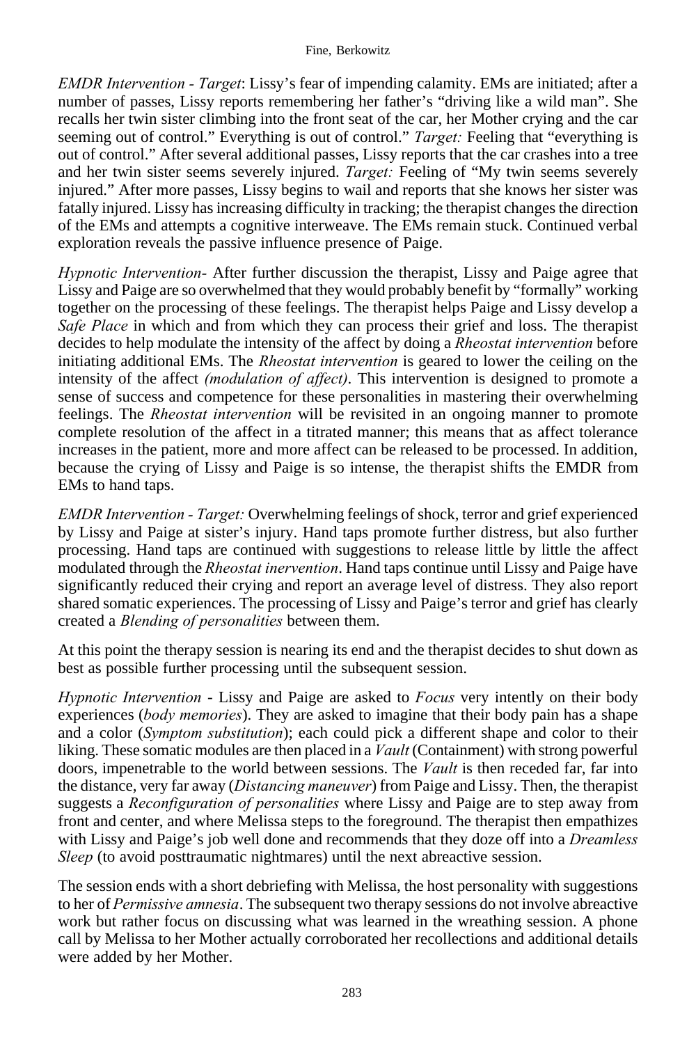*EMDR Intervention - Target*: Lissy's fear of impending calamity. EMs are initiated; after a number of passes, Lissy reports remembering her father's "driving like a wild man". She recalls her twin sister climbing into the front seat of the car, her Mother crying and the car seeming out of control." Everything is out of control." *Target:* Feeling that "everything is out of control." After several additional passes, Lissy reports that the car crashes into a tree and her twin sister seems severely injured. *Target:* Feeling of "My twin seems severely injured." After more passes, Lissy begins to wail and reports that she knows her sister was fatally injured. Lissy has increasing difficulty in tracking; the therapist changes the direction of the EMs and attempts a cognitive interweave. The EMs remain stuck. Continued verbal exploration reveals the passive influence presence of Paige.

*Hypnotic Intervention-* After further discussion the therapist, Lissy and Paige agree that Lissy and Paige are so overwhelmed that they would probably benefit by "formally" working together on the processing of these feelings. The therapist helps Paige and Lissy develop a *Safe Place* in which and from which they can process their grief and loss. The therapist decides to help modulate the intensity of the affect by doing a *Rheostat intervention* before initiating additional EMs. The *Rheostat intervention* is geared to lower the ceiling on the intensity of the affect *(modulation of affect)*. This intervention is designed to promote a sense of success and competence for these personalities in mastering their overwhelming feelings. The *Rheostat intervention* will be revisited in an ongoing manner to promote complete resolution of the affect in a titrated manner; this means that as affect tolerance increases in the patient, more and more affect can be released to be processed. In addition, because the crying of Lissy and Paige is so intense, the therapist shifts the EMDR from EMs to hand taps.

*EMDR Intervention - Target:* Overwhelming feelings of shock, terror and grief experienced by Lissy and Paige at sister's injury. Hand taps promote further distress, but also further processing. Hand taps are continued with suggestions to release little by little the affect modulated through the *Rheostat inervention*. Hand taps continue until Lissy and Paige have significantly reduced their crying and report an average level of distress. They also report shared somatic experiences. The processing of Lissy and Paige's terror and grief has clearly created a *Blending of personalities* between them.

At this point the therapy session is nearing its end and the therapist decides to shut down as best as possible further processing until the subsequent session.

*Hypnotic Intervention* - Lissy and Paige are asked to *Focus* very intently on their body experiences (*body memories*). They are asked to imagine that their body pain has a shape and a color (*Symptom substitution*); each could pick a different shape and color to their liking. These somatic modules are then placed in a *Vault* (Containment) with strong powerful doors, impenetrable to the world between sessions. The *Vault* is then receded far, far into the distance, very far away (*Distancing maneuver*) from Paige and Lissy. Then, the therapist suggests a *Reconfiguration of personalities* where Lissy and Paige are to step away from front and center, and where Melissa steps to the foreground. The therapist then empathizes with Lissy and Paige's job well done and recommends that they doze off into a *Dreamless Sleep* (to avoid posttraumatic nightmares) until the next abreactive session.

The session ends with a short debriefing with Melissa, the host personality with suggestions to her of *Permissive amnesia*. The subsequent two therapy sessions do not involve abreactive work but rather focus on discussing what was learned in the wreathing session. A phone call by Melissa to her Mother actually corroborated her recollections and additional details were added by her Mother.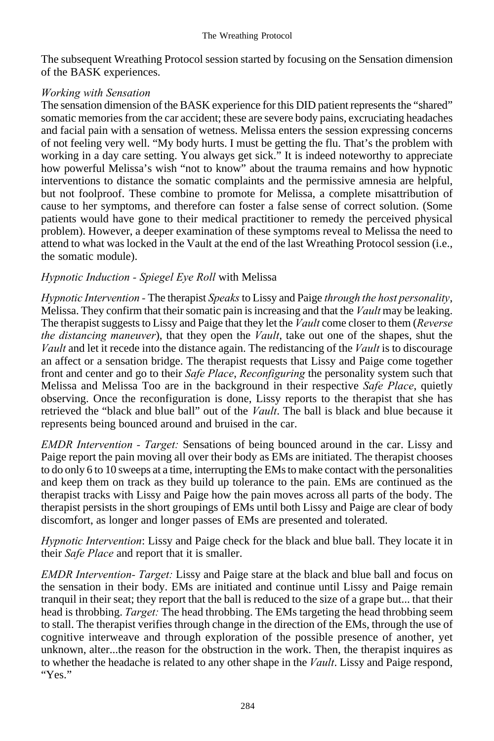The subsequent Wreathing Protocol session started by focusing on the Sensation dimension of the BASK experiences.

*Working with Sensation*

The sensation dimension of the BASK experience for this DID patient represents the "shared" somatic memories from the car accident; these are severe body pains, excruciating headaches and facial pain with a sensation of wetness. Melissa enters the session expressing concerns of not feeling very well. "My body hurts. I must be getting the flu. That's the problem with working in a day care setting. You always get sick." It is indeed noteworthy to appreciate how powerful Melissa's wish "not to know" about the trauma remains and how hypnotic interventions to distance the somatic complaints and the permissive amnesia are helpful, but not foolproof. These combine to promote for Melissa, a complete misattribution of cause to her symptoms, and therefore can foster a false sense of correct solution. (Some patients would have gone to their medical practitioner to remedy the perceived physical problem). However, a deeper examination of these symptoms reveal to Melissa the need to attend to what was locked in the Vault at the end of the last Wreathing Protocol session (i.e., the somatic module).

*Hypnotic Induction - Spiegel Eye Roll* with Melissa

*Hypnotic Intervention -* The therapist *Speaks* to Lissy and Paige *through the host personality*, Melissa. They confirm that their somatic pain is increasing and that the *Vault* may be leaking. The therapist suggests to Lissy and Paige that they let the *Vault* come closer to them (*Reverse the distancing maneuver*), that they open the *Vault*, take out one of the shapes, shut the *Vault* and let it recede into the distance again. The redistancing of the *Vault* is to discourage an affect or a sensation bridge. The therapist requests that Lissy and Paige come together front and center and go to their *Safe Place*, *Reconfiguring* the personality system such that Melissa and Melissa Too are in the background in their respective *Safe Place*, quietly observing. Once the reconfiguration is done, Lissy reports to the therapist that she has retrieved the "black and blue ball" out of the *Vault*. The ball is black and blue because it represents being bounced around and bruised in the car.

*EMDR Intervention - Target:* Sensations of being bounced around in the car. Lissy and Paige report the pain moving all over their body as EMs are initiated. The therapist chooses to do only 6 to 10 sweeps at a time, interrupting the EMs to make contact with the personalities and keep them on track as they build up tolerance to the pain. EMs are continued as the therapist tracks with Lissy and Paige how the pain moves across all parts of the body. The therapist persists in the short groupings of EMs until both Lissy and Paige are clear of body discomfort, as longer and longer passes of EMs are presented and tolerated.

*Hypnotic Intervention*: Lissy and Paige check for the black and blue ball. They locate it in their *Safe Place* and report that it is smaller.

*EMDR Intervention- Target:* Lissy and Paige stare at the black and blue ball and focus on the sensation in their body. EMs are initiated and continue until Lissy and Paige remain tranquil in their seat; they report that the ball is reduced to the size of a grape but... that their head is throbbing. *Target:* The head throbbing. The EMs targeting the head throbbing seem to stall. The therapist verifies through change in the direction of the EMs, through the use of cognitive interweave and through exploration of the possible presence of another, yet unknown, alter...the reason for the obstruction in the work. Then, the therapist inquires as to whether the headache is related to any other shape in the *Vault*. Lissy and Paige respond, "Yes."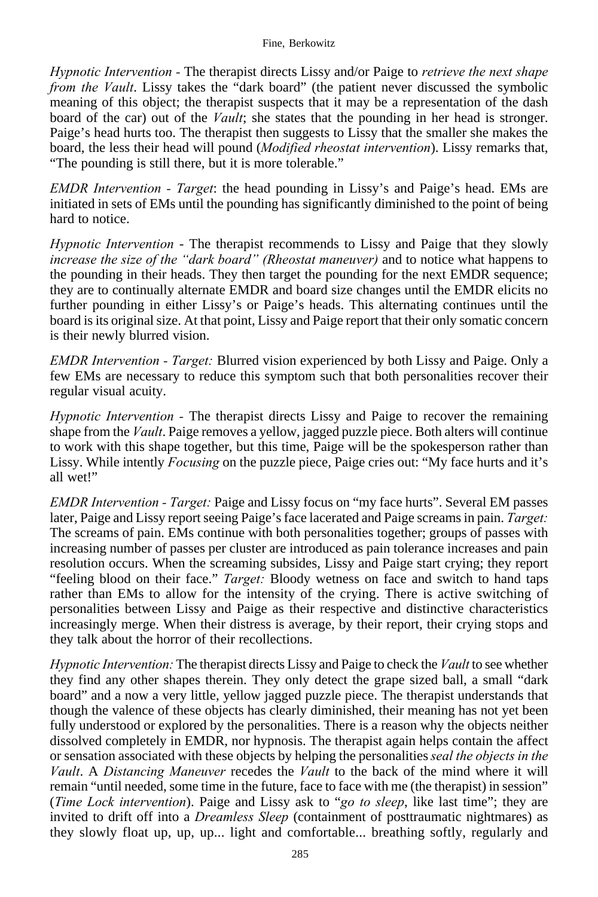*Hypnotic Intervention* - The therapist directs Lissy and/or Paige to *retrieve the next shape from the Vault*. Lissy takes the "dark board" (the patient never discussed the symbolic meaning of this object; the therapist suspects that it may be a representation of the dash board of the car) out of the *Vault*; she states that the pounding in her head is stronger. Paige's head hurts too. The therapist then suggests to Lissy that the smaller she makes the board, the less their head will pound (*Modified rheostat intervention*). Lissy remarks that, "The pounding is still there, but it is more tolerable."

*EMDR Intervention - Target*: the head pounding in Lissy's and Paige's head. EMs are initiated in sets of EMs until the pounding has significantly diminished to the point of being hard to notice.

*Hypnotic Intervention* - The therapist recommends to Lissy and Paige that they slowly *increase the size of the "dark board" (Rheostat maneuver)* and to notice what happens to the pounding in their heads. They then target the pounding for the next EMDR sequence; they are to continually alternate EMDR and board size changes until the EMDR elicits no further pounding in either Lissy's or Paige's heads. This alternating continues until the board is its original size. At that point, Lissy and Paige report that their only somatic concern is their newly blurred vision.

*EMDR Intervention - Target:* Blurred vision experienced by both Lissy and Paige. Only a few EMs are necessary to reduce this symptom such that both personalities recover their regular visual acuity.

*Hypnotic Intervention* - The therapist directs Lissy and Paige to recover the remaining shape from the *Vault*. Paige removes a yellow, jagged puzzle piece. Both alters will continue to work with this shape together, but this time, Paige will be the spokesperson rather than Lissy. While intently *Focusing* on the puzzle piece, Paige cries out: "My face hurts and it's all wet!"

*EMDR Intervention - Target:* Paige and Lissy focus on "my face hurts". Several EM passes later, Paige and Lissy report seeing Paige's face lacerated and Paige screams in pain. *Target:* The screams of pain. EMs continue with both personalities together; groups of passes with increasing number of passes per cluster are introduced as pain tolerance increases and pain resolution occurs. When the screaming subsides, Lissy and Paige start crying; they report "feeling blood on their face." *Target:* Bloody wetness on face and switch to hand taps rather than EMs to allow for the intensity of the crying. There is active switching of personalities between Lissy and Paige as their respective and distinctive characteristics increasingly merge. When their distress is average, by their report, their crying stops and they talk about the horror of their recollections.

*Hypnotic Intervention:* The therapist directs Lissy and Paige to check the *Vault* to see whether they find any other shapes therein. They only detect the grape sized ball, a small "dark board" and a now a very little, yellow jagged puzzle piece. The therapist understands that though the valence of these objects has clearly diminished, their meaning has not yet been fully understood or explored by the personalities. There is a reason why the objects neither dissolved completely in EMDR, nor hypnosis. The therapist again helps contain the affect or sensation associated with these objects by helping the personalities *seal the objects in the Vault*. A *Distancing Maneuver* recedes the *Vault* to the back of the mind where it will remain "until needed, some time in the future, face to face with me (the therapist) in session" (*Time Lock intervention*). Paige and Lissy ask to "*go to sleep*, like last time"; they are invited to drift off into a *Dreamless Sleep* (containment of posttraumatic nightmares) as they slowly float up, up, up... light and comfortable... breathing softly, regularly and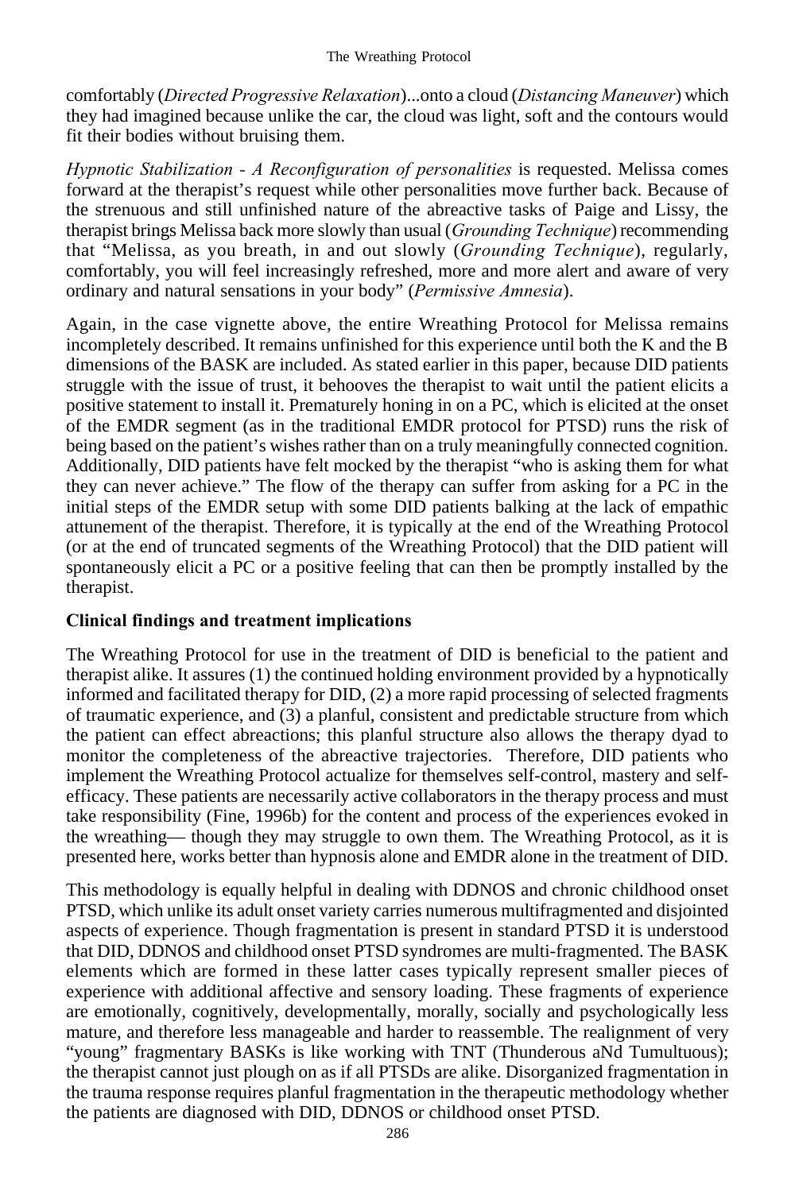comfortably (*Directed Progressive Relaxation*)...onto a cloud (*Distancing Maneuver*) which they had imagined because unlike the car, the cloud was light, soft and the contours would fit their bodies without bruising them.

*Hypnotic Stabilization - A Reconfiguration of personalities* is requested. Melissa comes forward at the therapist's request while other personalities move further back. Because of the strenuous and still unfinished nature of the abreactive tasks of Paige and Lissy, the therapist brings Melissa back more slowly than usual (*Grounding Technique*) recommending that "Melissa, as you breath, in and out slowly (*Grounding Technique*), regularly, comfortably, you will feel increasingly refreshed, more and more alert and aware of very ordinary and natural sensations in your body" (*Permissive Amnesia*).

Again, in the case vignette above, the entire Wreathing Protocol for Melissa remains incompletely described. It remains unfinished for this experience until both the K and the B dimensions of the BASK are included. As stated earlier in this paper, because DID patients struggle with the issue of trust, it behooves the therapist to wait until the patient elicits a positive statement to install it. Prematurely honing in on a PC, which is elicited at the onset of the EMDR segment (as in the traditional EMDR protocol for PTSD) runs the risk of being based on the patient's wishes rather than on a truly meaningfully connected cognition. Additionally, DID patients have felt mocked by the therapist "who is asking them for what they can never achieve." The flow of the therapy can suffer from asking for a PC in the initial steps of the EMDR setup with some DID patients balking at the lack of empathic attunement of the therapist. Therefore, it is typically at the end of the Wreathing Protocol (or at the end of truncated segments of the Wreathing Protocol) that the DID patient will spontaneously elicit a PC or a positive feeling that can then be promptly installed by the therapist.

### Clinical findings and treatment implications

The Wreathing Protocol for use in the treatment of DID is beneficial to the patient and therapist alike. It assures (1) the continued holding environment provided by a hypnotically informed and facilitated therapy for DID, (2) a more rapid processing of selected fragments of traumatic experience, and (3) a planful, consistent and predictable structure from which the patient can effect abreactions; this planful structure also allows the therapy dyad to monitor the completeness of the abreactive trajectories. Therefore, DID patients who implement the Wreathing Protocol actualize for themselves self-control, mastery and self-efficacy. These patients are necessarily active collaborators in the therapy process and must take responsibility (Fine, 1996b) for the content and process of the experiences evoked in the wreathing— though they may struggle to own them. The Wreathing Protocol, as it is presented here, works better than hypnosis alone and EMDR alone in the treatment of DID.

This methodology is equally helpful in dealing with DDNOS and chronic childhood onset PTSD, which unlike its adult onset variety carries numerous multifragmented and disjointed aspects of experience. Though fragmentation is present in standard PTSD it is understood that DID, DDNOS and childhood onset PTSD syndromes are multi-fragmented. The BASK elements which are formed in these latter cases typically represent smaller pieces of experience with additional affective and sensory loading. These fragments of experience are emotionally, cognitively, developmentally, morally, socially and psychologically less mature, and therefore less manageable and harder to reassemble. The realignment of very "young" fragmentary BASKs is like working with TNT (Thunderous aNd Tumultuous); the therapist cannot just plough on as if all PTSDs are alike. Disorganized fragmentation in the trauma response requires planful fragmentation in the therapeutic methodology whether the patients are diagnosed with DID, DDNOS or childhood onset PTSD.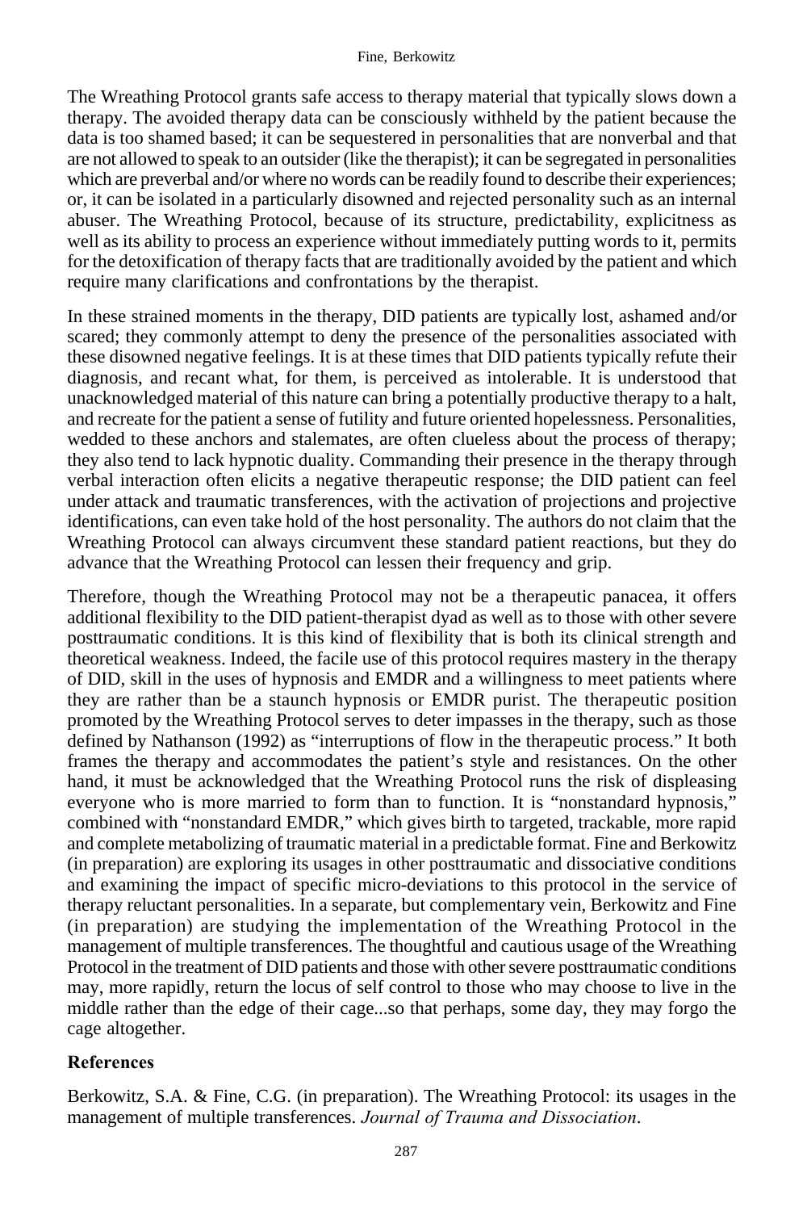The Wreathing Protocol grants safe access to therapy material that typically slows down a therapy. The avoided therapy data can be consciously withheld by the patient because the data is too shamed based; it can be sequestered in personalities that are nonverbal and that are not allowed to speak to an outsider (like the therapist); it can be segregated in personalities which are preverbal and/or where no words can be readily found to describe their experiences; or, it can be isolated in a particularly disowned and rejected personality such as an internal abuser. The Wreathing Protocol, because of its structure, predictability, explicitness as well as its ability to process an experience without immediately putting words to it, permits for the detoxification of therapy facts that are traditionally avoided by the patient and which require many clarifications and confrontations by the therapist.

In these strained moments in the therapy, DID patients are typically lost, ashamed and/or scared; they commonly attempt to deny the presence of the personalities associated with these disowned negative feelings. It is at these times that DID patients typically refute their diagnosis, and recant what, for them, is perceived as intolerable. It is understood that unacknowledged material of this nature can bring a potentially productive therapy to a halt, and recreate for the patient a sense of futility and future oriented hopelessness. Personalities, wedded to these anchors and stalemates, are often clueless about the process of therapy; they also tend to lack hypnotic duality. Commanding their presence in the therapy through verbal interaction often elicits a negative therapeutic response; the DID patient can feel under attack and traumatic transferences, with the activation of projections and projective identifications, can even take hold of the host personality. The authors do not claim that the Wreathing Protocol can always circumvent these standard patient reactions, but they do advance that the Wreathing Protocol can lessen their frequency and grip.

Therefore, though the Wreathing Protocol may not be a therapeutic panacea, it offers additional flexibility to the DID patient-therapist dyad as well as to those with other severe posttraumatic conditions. It is this kind of flexibility that is both its clinical strength and theoretical weakness. Indeed, the facile use of this protocol requires mastery in the therapy of DID, skill in the uses of hypnosis and EMDR and a willingness to meet patients where they are rather than be a staunch hypnosis or EMDR purist. The therapeutic position promoted by the Wreathing Protocol serves to deter impasses in the therapy, such as those defined by Nathanson (1992) as "interruptions of flow in the therapeutic process." It both frames the therapy and accommodates the patient's style and resistances. On the other hand, it must be acknowledged that the Wreathing Protocol runs the risk of displeasing everyone who is more married to form than to function. It is "nonstandard hypnosis," combined with "nonstandard EMDR," which gives birth to targeted, trackable, more rapid and complete metabolizing of traumatic material in a predictable format. Fine and Berkowitz (in preparation) are exploring its usages in other posttraumatic and dissociative conditions and examining the impact of specific micro-deviations to this protocol in the service of therapy reluctant personalities. In a separate, but complementary vein, Berkowitz and Fine (in preparation) are studying the implementation of the Wreathing Protocol in the management of multiple transferences. The thoughtful and cautious usage of the Wreathing Protocol in the treatment of DID patients and those with other severe posttraumatic conditions may, more rapidly, return the locus of self control to those who may choose to live in the middle rather than the edge of their cage...so that perhaps, some day, they may forgo the cage altogether.

## References

Berkowitz, S.A. & Fine, C.G. (in preparation). The Wreathing Protocol: its usages in the management of multiple transferences. *Journal of Trauma and Dissociation*.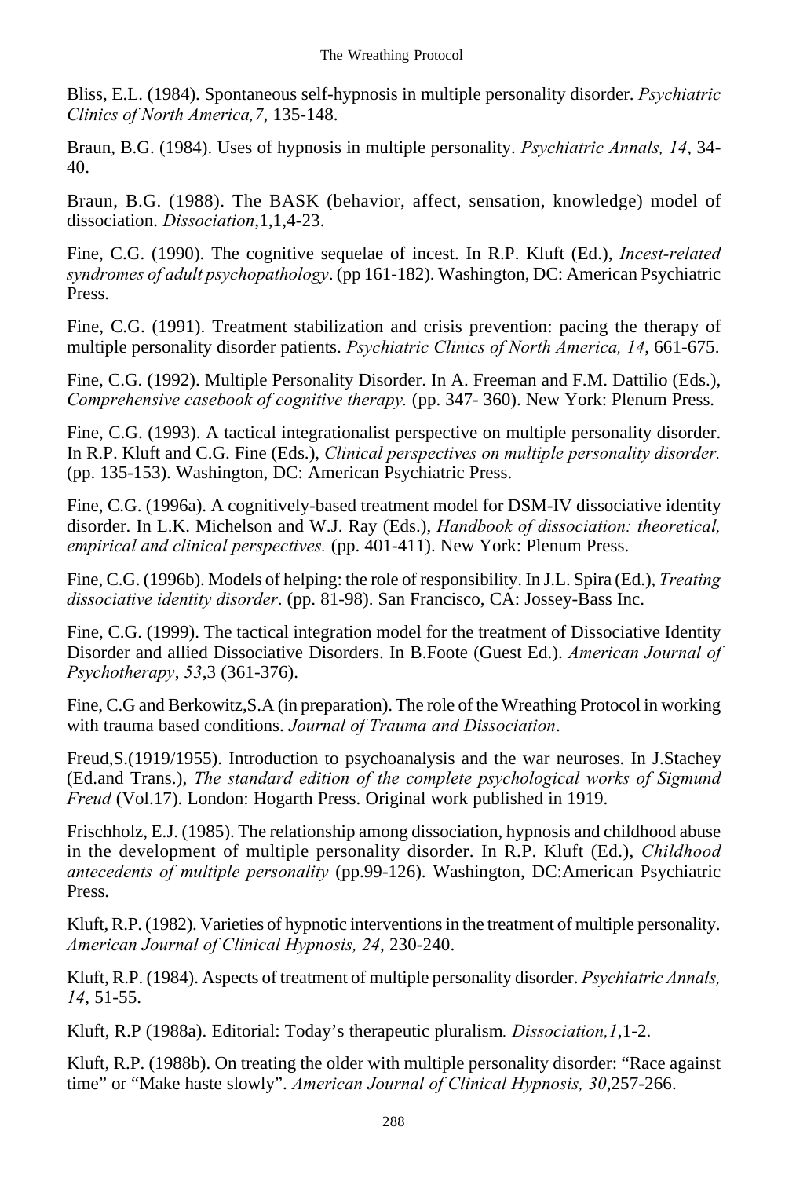Bliss, E.L. (1984). Spontaneous self-hypnosis in multiple personality disorder. *Psychiatric Clinics of North America,7*, 135-148.

Braun, B.G. (1984). Uses of hypnosis in multiple personality. *Psychiatric Annals, 14*, 34-40.

Braun, B.G. (1988). The BASK (behavior, affect, sensation, knowledge) model of dissociation. *Dissociation*,1,1,4-23.

Fine, C.G. (1990). The cognitive sequelae of incest. In R.P. Kluft (Ed.), *Incest-related syndromes of adult psychopathology*. (pp 161-182). Washington, DC: American Psychiatric Press.

Fine, C.G. (1991). Treatment stabilization and crisis prevention: pacing the therapy of multiple personality disorder patients. *Psychiatric Clinics of North America, 14*, 661-675.

Fine, C.G. (1992). Multiple Personality Disorder. In A. Freeman and F.M. Dattilio (Eds.), *Comprehensive casebook of cognitive therapy.* (pp. 347- 360). New York: Plenum Press.

Fine, C.G. (1993). A tactical integrationalist perspective on multiple personality disorder. In R.P. Kluft and C.G. Fine (Eds.), *Clinical perspectives on multiple personality disorder.* (pp. 135-153). Washington, DC: American Psychiatric Press.

Fine, C.G. (1996a). A cognitively-based treatment model for DSM-IV dissociative identity disorder. In L.K. Michelson and W.J. Ray (Eds.), *Handbook of dissociation: theoretical, empirical and clinical perspectives.* (pp. 401-411). New York: Plenum Press.

Fine, C.G. (1996b). Models of helping: the role of responsibility. In J.L. Spira (Ed.), *Treating dissociative identity disorder*. (pp. 81-98). San Francisco, CA: Jossey-Bass Inc.

Fine, C.G. (1999). The tactical integration model for the treatment of Dissociative Identity Disorder and allied Dissociative Disorders. In B.Foote (Guest Ed.). *American Journal of Psychotherapy*, *53*,3 (361-376).

Fine, C.G and Berkowitz,S.A (in preparation). The role of the Wreathing Protocol in working with trauma based conditions. *Journal of Trauma and Dissociation*.

Freud,S.(1919/1955). Introduction to psychoanalysis and the war neuroses. In J.Stachey (Ed.and Trans.), *The standard edition of the complete psychological works of Sigmund Freud* (Vol.17). London: Hogarth Press. Original work published in 1919.

Frischholz, E.J. (1985). The relationship among dissociation, hypnosis and childhood abuse in the development of multiple personality disorder. In R.P. Kluft (Ed.), *Childhood antecedents of multiple personality* (pp.99-126). Washington, DC:American Psychiatric Press.

Kluft, R.P. (1982). Varieties of hypnotic interventions in the treatment of multiple personality. *American Journal of Clinical Hypnosis, 24*, 230-240.

Kluft, R.P. (1984). Aspects of treatment of multiple personality disorder. *Psychiatric Annals, 14*, 51-55.

Kluft, R.P (1988a). Editorial: Today's therapeutic pluralism*. Dissociation,1*,1-2.

Kluft, R.P. (1988b). On treating the older with multiple personality disorder: "Race against time" or "Make haste slowly". *American Journal of Clinical Hypnosis, 30*,257-266.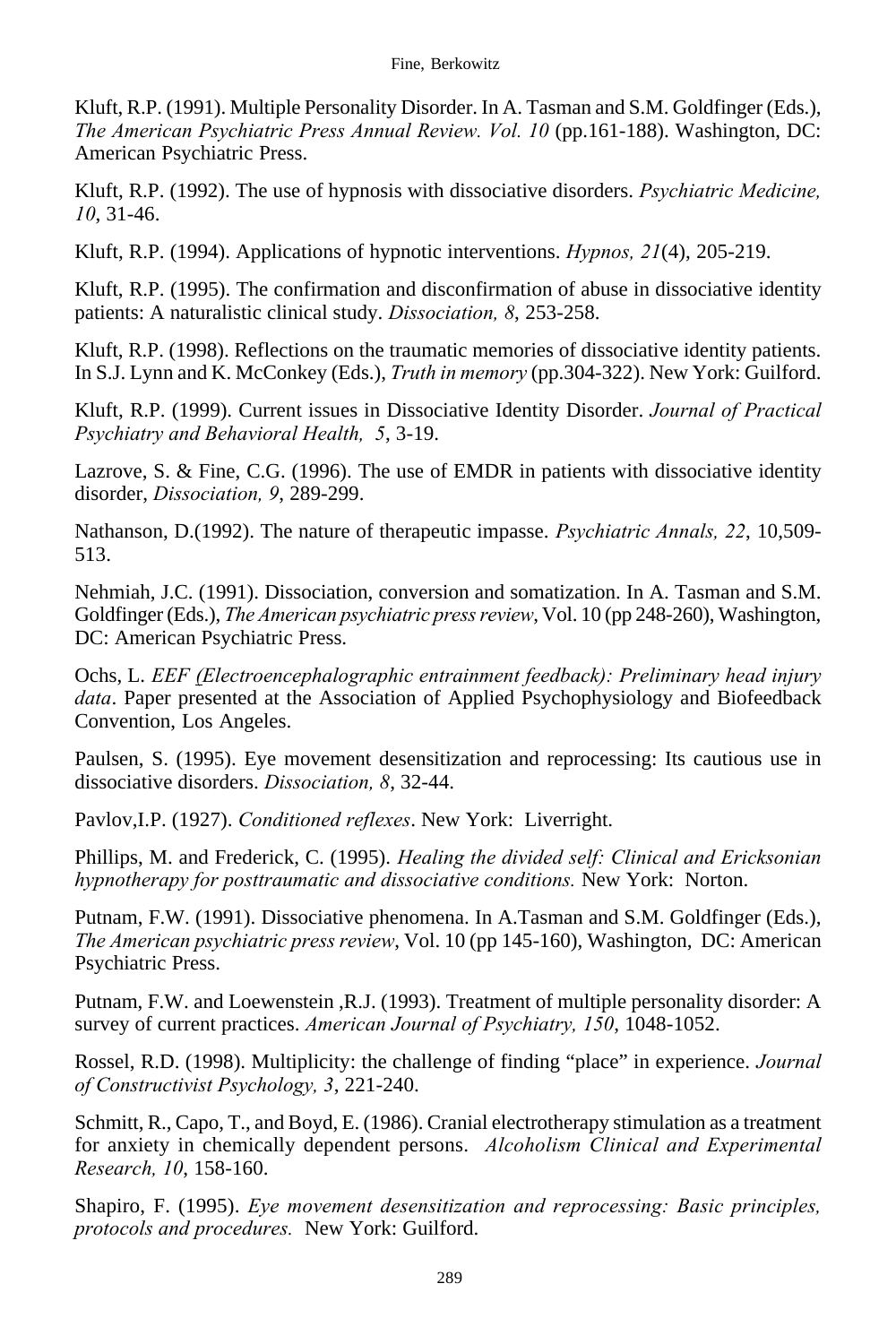Kluft, R.P. (1991). Multiple Personality Disorder. In A. Tasman and S.M. Goldfinger (Eds.), *The American Psychiatric Press Annual Review. Vol. 10* (pp.161-188). Washington, DC: American Psychiatric Press.

Kluft, R.P. (1992). The use of hypnosis with dissociative disorders. *Psychiatric Medicine, 10*, 31-46.

Kluft, R.P. (1994). Applications of hypnotic interventions. *Hypnos, 21*(4), 205-219.

Kluft, R.P. (1995). The confirmation and disconfirmation of abuse in dissociative identity patients: A naturalistic clinical study. *Dissociation, 8*, 253-258.

Kluft, R.P. (1998). Reflections on the traumatic memories of dissociative identity patients. In S.J. Lynn and K. McConkey (Eds.), *Truth in memory* (pp.304-322). New York: Guilford.

Kluft, R.P. (1999). Current issues in Dissociative Identity Disorder. *Journal of Practical Psychiatry and Behavioral Health, 5*, 3-19.

Lazrove, S. & Fine, C.G. (1996). The use of EMDR in patients with dissociative identity disorder, *Dissociation, 9*, 289-299.

Nathanson, D.(1992). The nature of therapeutic impasse. *Psychiatric Annals, 22*, 10,509-513.

Nehmiah, J.C. (1991). Dissociation, conversion and somatization. In A. Tasman and S.M. Goldfinger (Eds.), *The American psychiatric press review*, Vol. 10 (pp 248-260), Washington, DC: American Psychiatric Press.

Ochs, L. *EEF (Electroencephalographic entrainment feedback): Preliminary head injury data*. Paper presented at the Association of Applied Psychophysiology and Biofeedback Convention, Los Angeles.

Paulsen, S. (1995). Eye movement desensitization and reprocessing: Its cautious use in dissociative disorders. *Dissociation, 8*, 32-44.

Pavlov,I.P. (1927). *Conditioned reflexes*. New York: Liverright.

Phillips, M. and Frederick, C. (1995). *Healing the divided self: Clinical and Ericksonian hypnotherapy for posttraumatic and dissociative conditions.* New York: Norton.

Putnam, F.W. (1991). Dissociative phenomena. In A.Tasman and S.M. Goldfinger (Eds.), *The American psychiatric press review*, Vol. 10 (pp 145-160), Washington, DC: American Psychiatric Press.

Putnam, F.W. and Loewenstein ,R.J. (1993). Treatment of multiple personality disorder: A survey of current practices. *American Journal of Psychiatry, 150*, 1048-1052.

Rossel, R.D. (1998). Multiplicity: the challenge of finding "place" in experience. *Journal of Constructivist Psychology, 3*, 221-240.

Schmitt, R., Capo, T., and Boyd, E. (1986). Cranial electrotherapy stimulation as a treatment for anxiety in chemically dependent persons. *Alcoholism Clinical and Experimental Research, 10*, 158-160.

Shapiro, F. (1995). *Eye movement desensitization and reprocessing: Basic principles, protocols and procedures.* New York: Guilford.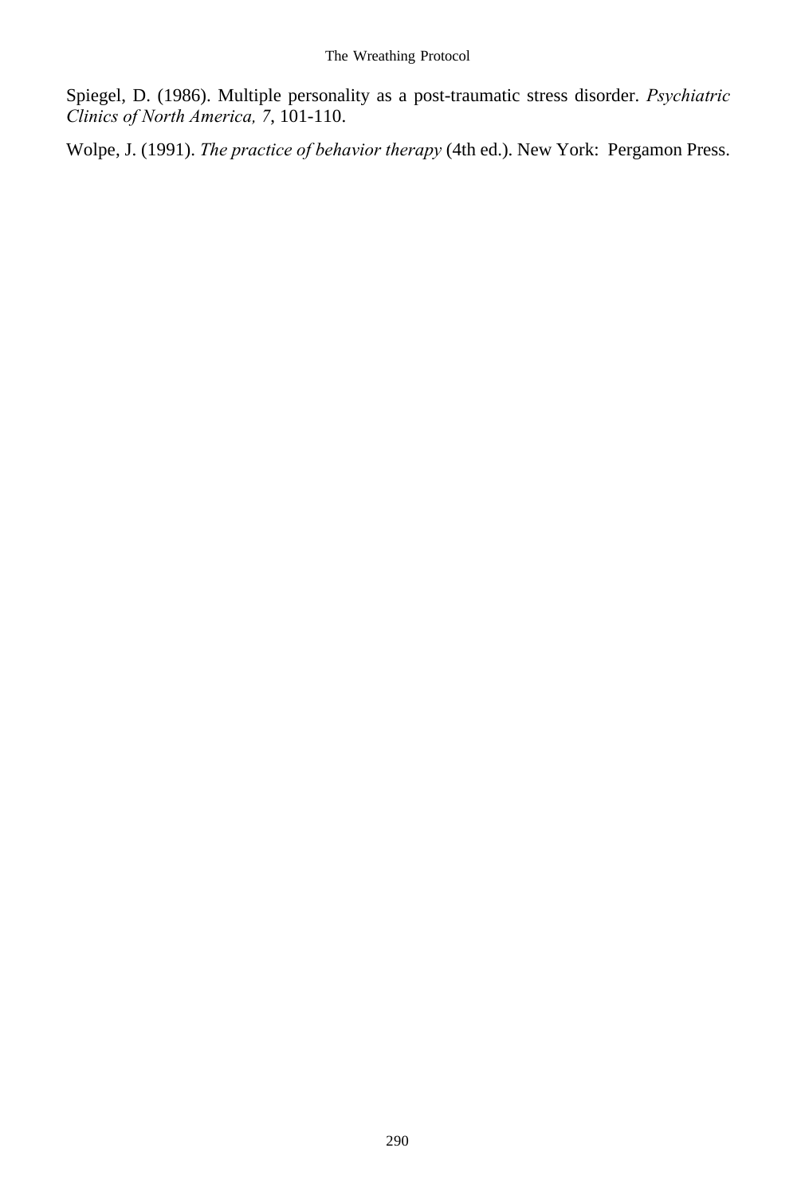Spiegel, D. (1986). Multiple personality as a post-traumatic stress disorder. *Psychiatric Clinics of North America, 7*, 101-110.

Wolpe, J. (1991). *The practice of behavior therapy* (4th ed.). New York: Pergamon Press.